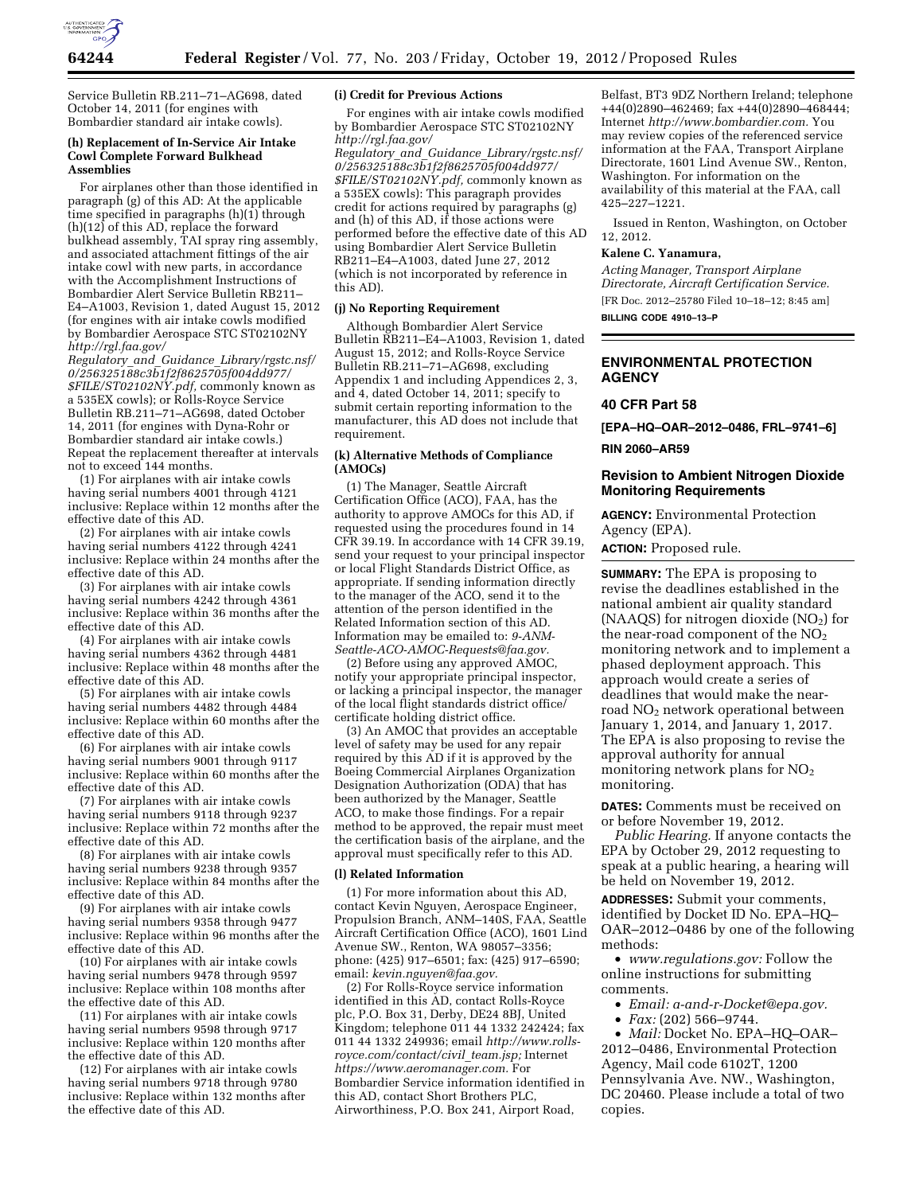Service Bulletin RB.211–71–AG698, dated October 14, 2011 (for engines with Bombardier standard air intake cowls).

**(h) Replacement of In-Service Air Intake Cowl Complete Forward Bulkhead Assemblies**

For airplanes other than those identified in paragraph (g) of this AD: At the applicable time specified in paragraphs (h)(1) through (h)(12) of this AD, replace the forward bulkhead assembly, TAI spray ring assembly, and associated attachment fittings of the air intake cowl with new parts, in accordance with the Accomplishment Instructions of Bombardier Alert Service Bulletin RB211–E4–A1003, Revision 1, dated August 15, 2012 (for engines with air intake cowls modified by Bombardier Aerospace STC ST02102NY *http://rgl.faa.gov/Regulatory_and_Guidance_Library/rgstc.nsf/0/256325188c3b1f2f8625705f004dd977/$FILE/ST02102NY.pdf,* commonly known as a 535EX cowls); or Rolls-Royce Service Bulletin RB.211–71–AG698, dated October 14, 2011 (for engines with Dyna-Rohr or Bombardier standard air intake cowls.) Repeat the replacement thereafter at intervals not to exceed 144 months.

(1) For airplanes with air intake cowls having serial numbers 4001 through 4121 inclusive: Replace within 12 months after the effective date of this AD.

(2) For airplanes with air intake cowls having serial numbers 4122 through 4241 inclusive: Replace within 24 months after the effective date of this AD.

(3) For airplanes with air intake cowls having serial numbers 4242 through 4361 inclusive: Replace within 36 months after the effective date of this AD.

(4) For airplanes with air intake cowls having serial numbers 4362 through 4481 inclusive: Replace within 48 months after the effective date of this AD.

(5) For airplanes with air intake cowls having serial numbers 4482 through 4484 inclusive: Replace within 60 months after the effective date of this AD.

(6) For airplanes with air intake cowls having serial numbers 9001 through 9117 inclusive: Replace within 60 months after the effective date of this AD.

(7) For airplanes with air intake cowls having serial numbers 9118 through 9237 inclusive: Replace within 72 months after the effective date of this AD.

(8) For airplanes with air intake cowls having serial numbers 9238 through 9357 inclusive: Replace within 84 months after the effective date of this AD.

(9) For airplanes with air intake cowls having serial numbers 9358 through 9477 inclusive: Replace within 96 months after the effective date of this AD.

(10) For airplanes with air intake cowls having serial numbers 9478 through 9597 inclusive: Replace within 108 months after the effective date of this AD.

(11) For airplanes with air intake cowls having serial numbers 9598 through 9717 inclusive: Replace within 120 months after the effective date of this AD.

(12) For airplanes with air intake cowls having serial numbers 9718 through 9780 inclusive: Replace within 132 months after the effective date of this AD.

**(i) Credit for Previous Actions**

For engines with air intake cowls modified by Bombardier Aerospace STC ST02102NY *http://rgl.faa.gov/Regulatory_and_Guidance_Library/rgstc.nsf/0/256325188c3b1f2f8625705f004dd977/$FILE/ST02102NY.pdf,* commonly known as a 535EX cowls): This paragraph provides credit for actions required by paragraphs (g) and (h) of this AD, if those actions were performed before the effective date of this AD using Bombardier Alert Service Bulletin RB211–E4–A1003, dated June 27, 2012 (which is not incorporated by reference in this AD).

**(j) No Reporting Requirement**

Although Bombardier Alert Service Bulletin RB211–E4–A1003, Revision 1, dated August 15, 2012; and Rolls-Royce Service Bulletin RB.211–71–AG698, excluding Appendix 1 and including Appendices 2, 3, and 4, dated October 14, 2011; specify to submit certain reporting information to the manufacturer, this AD does not include that requirement.

**(k) Alternative Methods of Compliance (AMOCs)**

(1) The Manager, Seattle Aircraft Certification Office (ACO), FAA, has the authority to approve AMOCs for this AD, if requested using the procedures found in 14 CFR 39.19. In accordance with 14 CFR 39.19, send your request to your principal inspector or local Flight Standards District Office, as appropriate. If sending information directly to the manager of the ACO, send it to the attention of the person identified in the Related Information section of this AD. Information may be emailed to: *9-ANM-Seattle-ACO-AMOC-Requests@faa.gov.*

(2) Before using any approved AMOC, notify your appropriate principal inspector, or lacking a principal inspector, the manager of the local flight standards district office/certificate holding district office.

(3) An AMOC that provides an acceptable level of safety may be used for any repair required by this AD if it is approved by the Boeing Commercial Airplanes Organization Designation Authorization (ODA) that has been authorized by the Manager, Seattle ACO, to make those findings. For a repair method to be approved, the repair must meet the certification basis of the airplane, and the approval must specifically refer to this AD.

**(l) Related Information**

(1) For more information about this AD, contact Kevin Nguyen, Aerospace Engineer, Propulsion Branch, ANM–140S, FAA, Seattle Aircraft Certification Office (ACO), 1601 Lind Avenue SW., Renton, WA 98057–3356; phone: (425) 917–6501; fax: (425) 917–6590; email: *kevin.nguyen@faa.gov.*

(2) For Rolls-Royce service information identified in this AD, contact Rolls-Royce plc, P.O. Box 31, Derby, DE24 8BJ, United Kingdom; telephone 011 44 1332 242424; fax 011 44 1332 249936; email *http://www.rolls-royce.com/contact/civil_team.jsp;* Internet *https://www.aeromanager.com.* For Bombardier Service information identified in this AD, contact Short Brothers PLC, Airworthiness, P.O. Box 241, Airport Road, Belfast, BT3 9DZ Northern Ireland; telephone +44(0)2890–462469; fax +44(0)2890–468444; Internet *http://www.bombardier.com.* You may review copies of the referenced service information at the FAA, Transport Airplane Directorate, 1601 Lind Avenue SW., Renton, Washington. For information on the availability of this material at the FAA, call 425–227–1221.

Issued in Renton, Washington, on October 12, 2012.

**Kalene C. Yanamura,**

*Acting Manager, Transport Airplane Directorate, Aircraft Certification Service.*

[FR Doc. 2012–25780 Filed 10–18–12; 8:45 am]

**BILLING CODE 4910–13–P**

---

## ENVIRONMENTAL PROTECTION AGENCY

### 40 CFR Part 58

**[EPA–HQ–OAR–2012–0486, FRL–9741–6]**

**RIN 2060–AR59**

### Revision to Ambient Nitrogen Dioxide Monitoring Requirements

**AGENCY:** Environmental Protection Agency (EPA).

**ACTION:** Proposed rule.

**SUMMARY:** The EPA is proposing to revise the deadlines established in the national ambient air quality standard (NAAQS) for nitrogen dioxide ($NO_2$) for the near-road component of the $NO_2$ monitoring network and to implement a phased deployment approach. This approach would create a series of deadlines that would make the near-road $NO_2$ network operational between January 1, 2014, and January 1, 2017. The EPA is also proposing to revise the approval authority for annual monitoring network plans for $NO_2$ monitoring.

**DATES:** Comments must be received on or before November 19, 2012.

*Public Hearing.* If anyone contacts the EPA by October 29, 2012 requesting to speak at a public hearing, a hearing will be held on November 19, 2012.

**ADDRESSES:** Submit your comments, identified by Docket ID No. EPA–HQ–OAR–2012–0486 by one of the following methods:

- *www.regulations.gov:* Follow the online instructions for submitting comments.
- *Email: a-and-r-Docket@epa.gov.*
- *Fax:* (202) 566–9744.
- *Mail:* Docket No. EPA–HQ–OAR–2012–0486, Environmental Protection Agency, Mail code 6102T, 1200 Pennsylvania Ave. NW., Washington, DC 20460. Please include a total of two copies.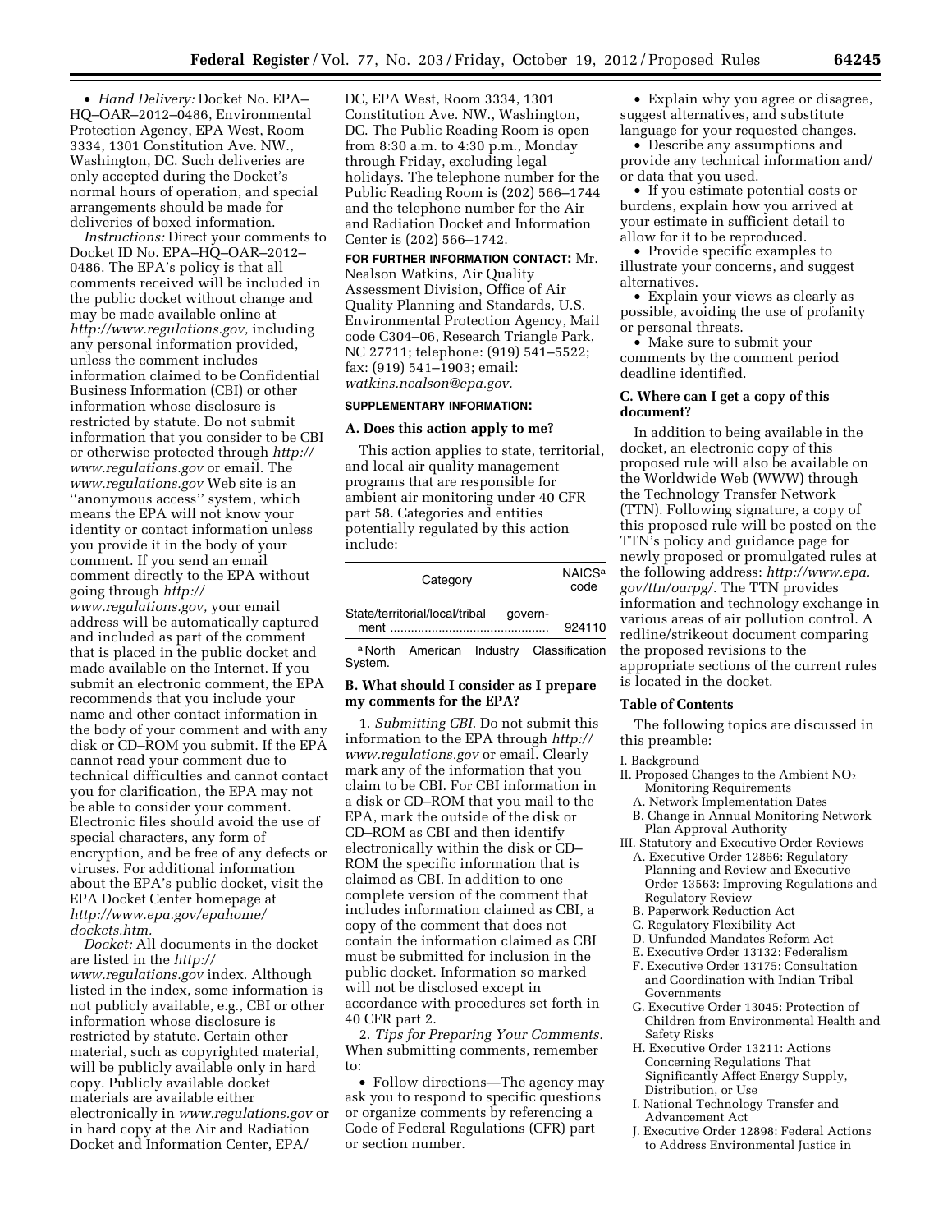• *Hand Delivery:* Docket No. EPA–HQ–OAR–2012–0486, Environmental Protection Agency, EPA West, Room 3334, 1301 Constitution Ave. NW., Washington, DC. Such deliveries are only accepted during the Docket's normal hours of operation, and special arrangements should be made for deliveries of boxed information.

*Instructions:* Direct your comments to Docket ID No. EPA–HQ–OAR–2012–0486. The EPA's policy is that all comments received will be included in the public docket without change and may be made available online at *http://www.regulations.gov,* including any personal information provided, unless the comment includes information claimed to be Confidential Business Information (CBI) or other information whose disclosure is restricted by statute. Do not submit information that you consider to be CBI or otherwise protected through *http://www.regulations.gov* or email. The *www.regulations.gov* Web site is an ''anonymous access'' system, which means the EPA will not know your identity or contact information unless you provide it in the body of your comment. If you send an email comment directly to the EPA without going through *http://www.regulations.gov,* your email address will be automatically captured and included as part of the comment that is placed in the public docket and made available on the Internet. If you submit an electronic comment, the EPA recommends that you include your name and other contact information in the body of your comment and with any disk or CD–ROM you submit. If the EPA cannot read your comment due to technical difficulties and cannot contact you for clarification, the EPA may not be able to consider your comment. Electronic files should avoid the use of special characters, any form of encryption, and be free of any defects or viruses. For additional information about the EPA's public docket, visit the EPA Docket Center homepage at *http://www.epa.gov/epahome/dockets.htm.*

*Docket:* All documents in the docket are listed in the *http://www.regulations.gov* index. Although listed in the index, some information is not publicly available, e.g., CBI or other information whose disclosure is restricted by statute. Certain other material, such as copyrighted material, will be publicly available only in hard copy. Publicly available docket materials are available either electronically in *www.regulations.gov* or in hard copy at the Air and Radiation Docket and Information Center, EPA/DC, EPA West, Room 3334, 1301 Constitution Ave. NW., Washington, DC. The Public Reading Room is open from 8:30 a.m. to 4:30 p.m., Monday through Friday, excluding legal holidays. The telephone number for the Public Reading Room is (202) 566–1744 and the telephone number for the Air and Radiation Docket and Information Center is (202) 566–1742.

**FOR FURTHER INFORMATION CONTACT:** Mr. Nealson Watkins, Air Quality Assessment Division, Office of Air Quality Planning and Standards, U.S. Environmental Protection Agency, Mail code C304–06, Research Triangle Park, NC 27711; telephone: (919) 541–5522; fax: (919) 541–1903; email: *watkins.nealson@epa.gov.*

**SUPPLEMENTARY INFORMATION:**

### A. Does this action apply to me?

This action applies to state, territorial, and local air quality management programs that are responsible for ambient air monitoring under 40 CFR part 58. Categories and entities potentially regulated by this action include:

| Category | NAICS[a] code |
|---|---|
| State/territorial/local/tribal government | 924110 |

[a] North American Industry Classification System.

### B. What should I consider as I prepare my comments for the EPA?

1. *Submitting CBI.* Do not submit this information to the EPA through *http://www.regulations.gov* or email. Clearly mark any of the information that you claim to be CBI. For CBI information in a disk or CD–ROM that you mail to the EPA, mark the outside of the disk or CD–ROM as CBI and then identify electronically within the disk or CD–ROM the specific information that is claimed as CBI. In addition to one complete version of the comment that includes information claimed as CBI, a copy of the comment that does not contain the information claimed as CBI must be submitted for inclusion in the public docket. Information so marked will not be disclosed except in accordance with procedures set forth in 40 CFR part 2.

2. *Tips for Preparing Your Comments.* When submitting comments, remember to:

• Follow directions—The agency may ask you to respond to specific questions or organize comments by referencing a Code of Federal Regulations (CFR) part or section number.

• Explain why you agree or disagree, suggest alternatives, and substitute language for your requested changes.

• Describe any assumptions and provide any technical information and/or data that you used.

• If you estimate potential costs or burdens, explain how you arrived at your estimate in sufficient detail to allow for it to be reproduced.

• Provide specific examples to illustrate your concerns, and suggest alternatives.

• Explain your views as clearly as possible, avoiding the use of profanity or personal threats.

• Make sure to submit your comments by the comment period deadline identified.

### C. Where can I get a copy of this document?

In addition to being available in the docket, an electronic copy of this proposed rule will also be available on the Worldwide Web (WWW) through the Technology Transfer Network (TTN). Following signature, a copy of this proposed rule will be posted on the TTN's policy and guidance page for newly proposed or promulgated rules at the following address: *http://www.epa.gov/ttn/oarpg/.* The TTN provides information and technology exchange in various areas of air pollution control. A redline/strikeout document comparing the proposed revisions to the appropriate sections of the current rules is located in the docket.

### Table of Contents

The following topics are discussed in this preamble:

I. Background
II. Proposed Changes to the Ambient $NO_2$ Monitoring Requirements
  A. Network Implementation Dates
  B. Change in Annual Monitoring Network Plan Approval Authority
III. Statutory and Executive Order Reviews
  A. Executive Order 12866: Regulatory Planning and Review and Executive Order 13563: Improving Regulations and Regulatory Review
  B. Paperwork Reduction Act
  C. Regulatory Flexibility Act
  D. Unfunded Mandates Reform Act
  E. Executive Order 13132: Federalism
  F. Executive Order 13175: Consultation and Coordination with Indian Tribal Governments
  G. Executive Order 13045: Protection of Children from Environmental Health and Safety Risks
  H. Executive Order 13211: Actions Concerning Regulations That Significantly Affect Energy Supply, Distribution, or Use
  I. National Technology Transfer and Advancement Act
  J. Executive Order 12898: Federal Actions to Address Environmental Justice in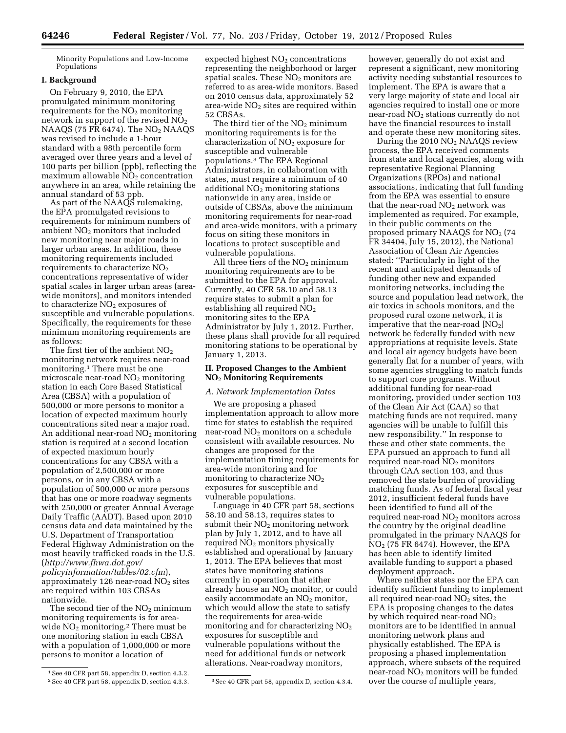Minority Populations and Low-Income Populations

## I. Background

On February 9, 2010, the EPA promulgated minimum monitoring requirements for the $NO_2$ monitoring network in support of the revised $NO_2$ NAAQS (75 FR 6474). The $NO_2$ NAAQS was revised to include a 1-hour standard with a 98th percentile form averaged over three years and a level of 100 parts per billion (ppb), reflecting the maximum allowable $NO_2$ concentration anywhere in an area, while retaining the annual standard of 53 ppb.

As part of the NAAQS rulemaking, the EPA promulgated revisions to requirements for minimum numbers of ambient $NO_2$ monitors that included new monitoring near major roads in larger urban areas. In addition, these monitoring requirements included requirements to characterize $NO_2$ concentrations representative of wider spatial scales in larger urban areas (area-wide monitors), and monitors intended to characterize $NO_2$ exposures of susceptible and vulnerable populations. Specifically, the requirements for these minimum monitoring requirements are as follows:

The first tier of the ambient $NO_2$ monitoring network requires near-road monitoring.[1] There must be one microscale near-road $NO_2$ monitoring station in each Core Based Statistical Area (CBSA) with a population of 500,000 or more persons to monitor a location of expected maximum hourly concentrations sited near a major road. An additional near-road $NO_2$ monitoring station is required at a second location of expected maximum hourly concentrations for any CBSA with a population of 2,500,000 or more persons, or in any CBSA with a population of 500,000 or more persons that has one or more roadway segments with 250,000 or greater Annual Average Daily Traffic (AADT). Based upon 2010 census data and data maintained by the U.S. Department of Transportation Federal Highway Administration on the most heavily trafficked roads in the U.S. (*http://www.fhwa.dot.gov/policyinformation/tables/02.cfm*), approximately 126 near-road $NO_2$ sites are required within 103 CBSAs nationwide.

The second tier of the $NO_2$ minimum monitoring requirements is for area-wide $NO_2$ monitoring.[2] There must be one monitoring station in each CBSA with a population of 1,000,000 or more persons to monitor a location of expected highest $NO_2$ concentrations representing the neighborhood or larger spatial scales. These $NO_2$ monitors are referred to as area-wide monitors. Based on 2010 census data, approximately 52 area-wide $NO_2$ sites are required within 52 CBSAs.

The third tier of the $NO_2$ minimum monitoring requirements is for the characterization of $NO_2$ exposure for susceptible and vulnerable populations.[3] The EPA Regional Administrators, in collaboration with states, must require a minimum of 40 additional $NO_2$ monitoring stations nationwide in any area, inside or outside of CBSAs, above the minimum monitoring requirements for near-road and area-wide monitors, with a primary focus on siting these monitors in locations to protect susceptible and vulnerable populations.

All three tiers of the $NO_2$ minimum monitoring requirements are to be submitted to the EPA for approval. Currently, 40 CFR 58.10 and 58.13 require states to submit a plan for establishing all required $NO_2$ monitoring sites to the EPA Administrator by July 1, 2012. Further, these plans shall provide for all required monitoring stations to be operational by January 1, 2013.

## II. Proposed Changes to the Ambient $NO_2$ Monitoring Requirements

### *A. Network Implementation Dates*

We are proposing a phased implementation approach to allow more time for states to establish the required near-road $NO_2$ monitors on a schedule consistent with available resources. No changes are proposed for the implementation timing requirements for area-wide monitoring and for monitoring to characterize $NO_2$ exposures for susceptible and vulnerable populations.

Language in 40 CFR part 58, sections 58.10 and 58.13, requires states to submit their $NO_2$ monitoring network plan by July 1, 2012, and to have all required $NO_2$ monitors physically established and operational by January 1, 2013. The EPA believes that most states have monitoring stations currently in operation that either already house an $NO_2$ monitor, or could easily accommodate an $NO_2$ monitor, which would allow the state to satisfy the requirements for area-wide monitoring and for characterizing $NO_2$ exposures for susceptible and vulnerable populations without the need for additional funds or network alterations. Near-roadway monitors, however, generally do not exist and represent a significant, new monitoring activity needing substantial resources to implement. The EPA is aware that a very large majority of state and local air agencies required to install one or more near-road $NO_2$ stations currently do not have the financial resources to install and operate these new monitoring sites.

During the 2010 $NO_2$ NAAQS review process, the EPA received comments from state and local agencies, along with representative Regional Planning Organizations (RPOs) and national associations, indicating that full funding from the EPA was essential to ensure that the near-road $NO_2$ network was implemented as required. For example, in their public comments on the proposed primary NAAQS for $NO_2$ (74 FR 34404, July 15, 2012), the National Association of Clean Air Agencies stated: ''Particularly in light of the recent and anticipated demands of funding other new and expanded monitoring networks, including the source and population lead network, the air toxics in schools monitors, and the proposed rural ozone network, it is imperative that the near-road [$NO_2$] network be federally funded with new appropriations at requisite levels. State and local air agency budgets have been generally flat for a number of years, with some agencies struggling to match funds to support core programs. Without additional funding for near-road monitoring, provided under section 103 of the Clean Air Act (CAA) so that matching funds are not required, many agencies will be unable to fulfill this new responsibility.'' In response to these and other state comments, the EPA pursued an approach to fund all required near-road $NO_2$ monitors through CAA section 103, and thus removed the state burden of providing matching funds. As of federal fiscal year 2012, insufficient federal funds have been identified to fund all of the required near-road $NO_2$ monitors across the country by the original deadline promulgated in the primary NAAQS for $NO_2$ (75 FR 6474). However, the EPA has been able to identify limited available funding to support a phased deployment approach.

Where neither states nor the EPA can identify sufficient funding to implement all required near-road $NO_2$ sites, the EPA is proposing changes to the dates by which required near-road $NO_2$ monitors are to be identified in annual monitoring network plans and physically established. The EPA is proposing a phased implementation approach, where subsets of the required near-road $NO_2$ monitors will be funded over the course of multiple years,

[1] See 40 CFR part 58, appendix D, section 4.3.2.

[2] See 40 CFR part 58, appendix D, section 4.3.3.

[3] See 40 CFR part 58, appendix D, section 4.3.4.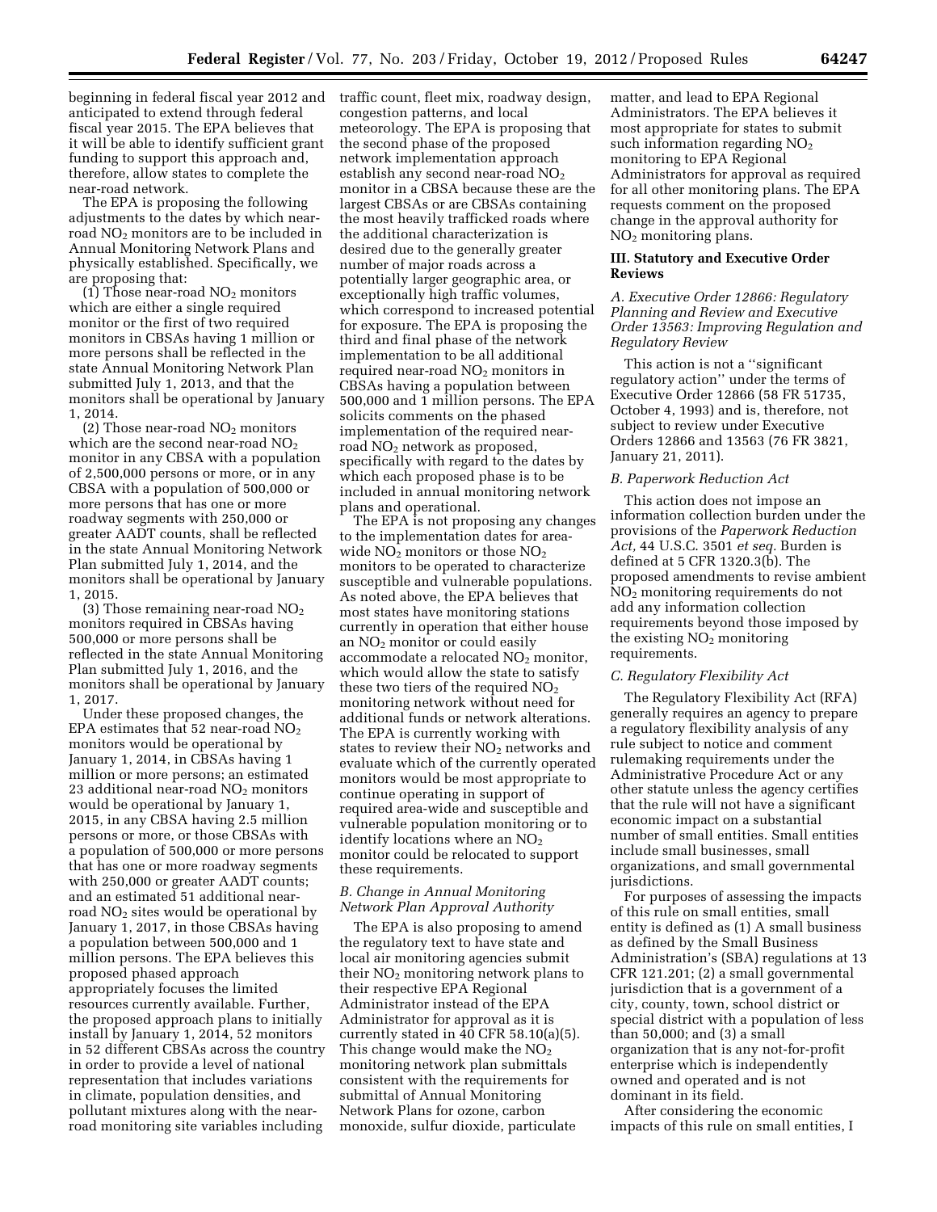beginning in federal fiscal year 2012 and anticipated to extend through federal fiscal year 2015. The EPA believes that it will be able to identify sufficient grant funding to support this approach and, therefore, allow states to complete the near-road network.

The EPA is proposing the following adjustments to the dates by which near-road $NO_2$ monitors are to be included in Annual Monitoring Network Plans and physically established. Specifically, we are proposing that:

(1) Those near-road $NO_2$ monitors which are either a single required monitor or the first of two required monitors in CBSAs having 1 million or more persons shall be reflected in the state Annual Monitoring Network Plan submitted July 1, 2013, and that the monitors shall be operational by January 1, 2014.

(2) Those near-road $NO_2$ monitors which are the second near-road $NO_2$ monitor in any CBSA with a population of 2,500,000 persons or more, or in any CBSA with a population of 500,000 or more persons that has one or more roadway segments with 250,000 or greater AADT counts, shall be reflected in the state Annual Monitoring Network Plan submitted July 1, 2014, and the monitors shall be operational by January 1, 2015.

(3) Those remaining near-road $NO_2$ monitors required in CBSAs having 500,000 or more persons shall be reflected in the state Annual Monitoring Plan submitted July 1, 2016, and the monitors shall be operational by January 1, 2017.

Under these proposed changes, the EPA estimates that 52 near-road $NO_2$ monitors would be operational by January 1, 2014, in CBSAs having 1 million or more persons; an estimated 23 additional near-road $NO_2$ monitors would be operational by January 1, 2015, in any CBSA having 2.5 million persons or more, or those CBSAs with a population of 500,000 or more persons that has one or more roadway segments with 250,000 or greater AADT counts; and an estimated 51 additional near-road $NO_2$ sites would be operational by January 1, 2017, in those CBSAs having a population between 500,000 and 1 million persons. The EPA believes this proposed phased approach appropriately focuses the limited resources currently available. Further, the proposed approach plans to initially install by January 1, 2014, 52 monitors in 52 different CBSAs across the country in order to provide a level of national representation that includes variations in climate, population densities, and pollutant mixtures along with the near-road monitoring site variables including traffic count, fleet mix, roadway design, congestion patterns, and local meteorology. The EPA is proposing that the second phase of the proposed network implementation approach establish any second near-road $NO_2$ monitor in a CBSA because these are the largest CBSAs or are CBSAs containing the most heavily trafficked roads where the additional characterization is desired due to the generally greater number of major roads across a potentially larger geographic area, or exceptionally high traffic volumes, which correspond to increased potential for exposure. The EPA is proposing the third and final phase of the network implementation to be all additional required near-road $NO_2$ monitors in CBSAs having a population between 500,000 and 1 million persons. The EPA solicits comments on the phased implementation of the required near-road $NO_2$ network as proposed, specifically with regard to the dates by which each proposed phase is to be included in annual monitoring network plans and operational.

The EPA is not proposing any changes to the implementation dates for area-wide $NO_2$ monitors or those $NO_2$ monitors to be operated to characterize susceptible and vulnerable populations. As noted above, the EPA believes that most states have monitoring stations currently in operation that either house an $NO_2$ monitor or could easily accommodate a relocated $NO_2$ monitor, which would allow the state to satisfy these two tiers of the required $NO_2$ monitoring network without need for additional funds or network alterations. The EPA is currently working with states to review their $NO_2$ networks and evaluate which of the currently operated monitors would be most appropriate to continue operating in support of required area-wide and susceptible and vulnerable population monitoring or to identify locations where an $NO_2$ monitor could be relocated to support these requirements.

### *B. Change in Annual Monitoring Network Plan Approval Authority*

The EPA is also proposing to amend the regulatory text to have state and local air monitoring agencies submit their $NO_2$ monitoring network plans to their respective EPA Regional Administrator instead of the EPA Administrator for approval as it is currently stated in 40 CFR 58.10(a)(5). This change would make the $NO_2$ monitoring network plan submittals consistent with the requirements for submittal of Annual Monitoring Network Plans for ozone, carbon monoxide, sulfur dioxide, particulate matter, and lead to EPA Regional Administrators. The EPA believes it most appropriate for states to submit such information regarding $NO_2$ monitoring to EPA Regional Administrators for approval as required for all other monitoring plans. The EPA requests comment on the proposed change in the approval authority for $NO_2$ monitoring plans.

## III. Statutory and Executive Order Reviews

### *A. Executive Order 12866: Regulatory Planning and Review and Executive Order 13563: Improving Regulation and Regulatory Review*

This action is not a "significant regulatory action" under the terms of Executive Order 12866 (58 FR 51735, October 4, 1993) and is, therefore, not subject to review under Executive Orders 12866 and 13563 (76 FR 3821, January 21, 2011).

### *B. Paperwork Reduction Act*

This action does not impose an information collection burden under the provisions of the *Paperwork Reduction Act,* 44 U.S.C. 3501 *et seq.* Burden is defined at 5 CFR 1320.3(b). The proposed amendments to revise ambient $NO_2$ monitoring requirements do not add any information collection requirements beyond those imposed by the existing $NO_2$ monitoring requirements.

### *C. Regulatory Flexibility Act*

The Regulatory Flexibility Act (RFA) generally requires an agency to prepare a regulatory flexibility analysis of any rule subject to notice and comment rulemaking requirements under the Administrative Procedure Act or any other statute unless the agency certifies that the rule will not have a significant economic impact on a substantial number of small entities. Small entities include small businesses, small organizations, and small governmental jurisdictions.

For purposes of assessing the impacts of this rule on small entities, small entity is defined as (1) A small business as defined by the Small Business Administration's (SBA) regulations at 13 CFR 121.201; (2) a small governmental jurisdiction that is a government of a city, county, town, school district or special district with a population of less than 50,000; and (3) a small organization that is any not-for-profit enterprise which is independently owned and operated and is not dominant in its field.

After considering the economic impacts of this rule on small entities, I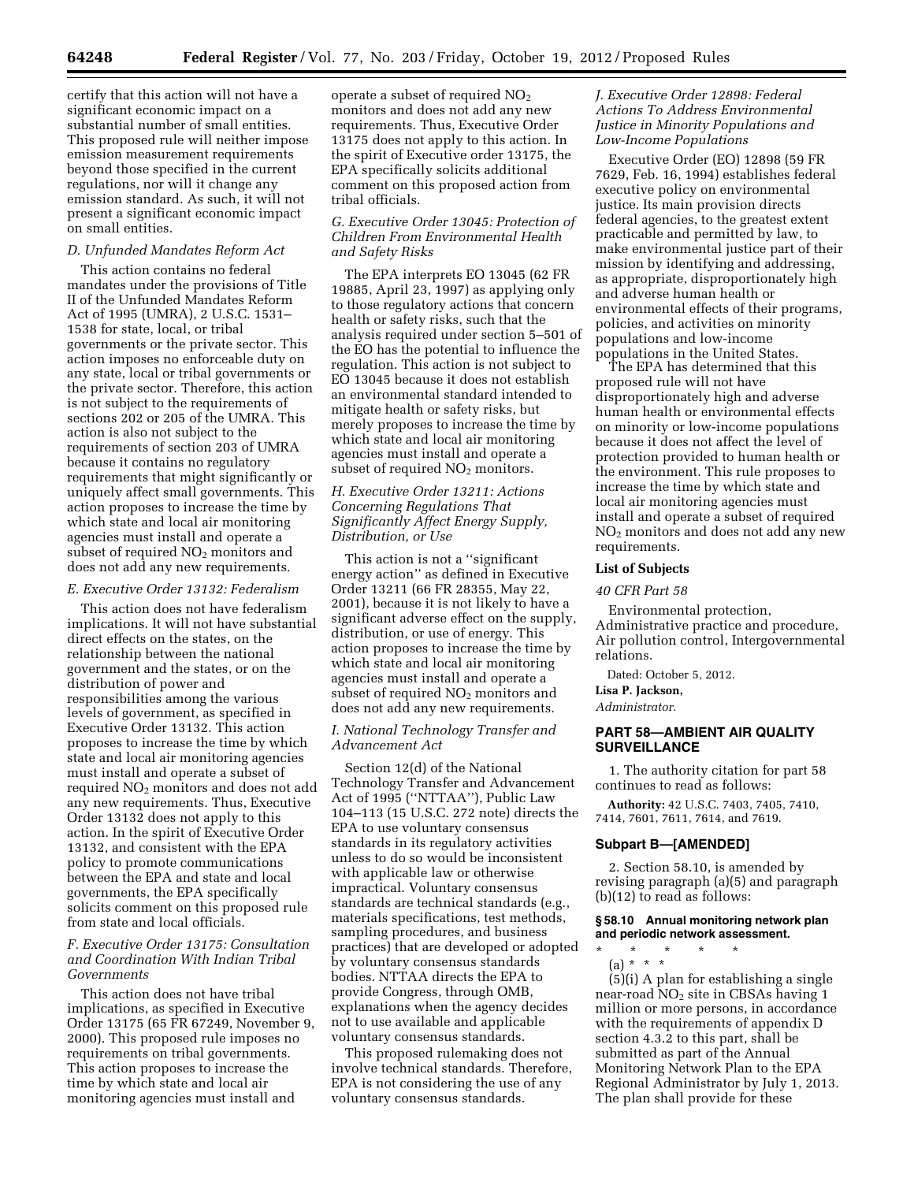certify that this action will not have a significant economic impact on a substantial number of small entities. This proposed rule will neither impose emission measurement requirements beyond those specified in the current regulations, nor will it change any emission standard. As such, it will not present a significant economic impact on small entities.

### D. Unfunded Mandates Reform Act

This action contains no federal mandates under the provisions of Title II of the Unfunded Mandates Reform Act of 1995 (UMRA), 2 U.S.C. 1531–1538 for state, local, or tribal governments or the private sector. This action imposes no enforceable duty on any state, local or tribal governments or the private sector. Therefore, this action is not subject to the requirements of sections 202 or 205 of the UMRA. This action is also not subject to the requirements of section 203 of UMRA because it contains no regulatory requirements that might significantly or uniquely affect small governments. This action proposes to increase the time by which state and local air monitoring agencies must install and operate a subset of required $NO_2$ monitors and does not add any new requirements.

### E. Executive Order 13132: Federalism

This action does not have federalism implications. It will not have substantial direct effects on the states, on the relationship between the national government and the states, or on the distribution of power and responsibilities among the various levels of government, as specified in Executive Order 13132. This action proposes to increase the time by which state and local air monitoring agencies must install and operate a subset of required $NO_2$ monitors and does not add any new requirements. Thus, Executive Order 13132 does not apply to this action. In the spirit of Executive Order 13132, and consistent with the EPA policy to promote communications between the EPA and state and local governments, the EPA specifically solicits comment on this proposed rule from state and local officials.

### F. Executive Order 13175: Consultation and Coordination With Indian Tribal Governments

This action does not have tribal implications, as specified in Executive Order 13175 (65 FR 67249, November 9, 2000). This proposed rule imposes no requirements on tribal governments. This action proposes to increase the time by which state and local air monitoring agencies must install and operate a subset of required $NO_2$ monitors and does not add any new requirements. Thus, Executive Order 13175 does not apply to this action. In the spirit of Executive order 13175, the EPA specifically solicits additional comment on this proposed action from tribal officials.

### G. Executive Order 13045: Protection of Children From Environmental Health and Safety Risks

The EPA interprets EO 13045 (62 FR 19885, April 23, 1997) as applying only to those regulatory actions that concern health or safety risks, such that the analysis required under section 5–501 of the EO has the potential to influence the regulation. This action is not subject to EO 13045 because it does not establish an environmental standard intended to mitigate health or safety risks, but merely proposes to increase the time by which state and local air monitoring agencies must install and operate a subset of required $NO_2$ monitors.

### H. Executive Order 13211: Actions Concerning Regulations That Significantly Affect Energy Supply, Distribution, or Use

This action is not a ''significant energy action'' as defined in Executive Order 13211 (66 FR 28355, May 22, 2001), because it is not likely to have a significant adverse effect on the supply, distribution, or use of energy. This action proposes to increase the time by which state and local air monitoring agencies must install and operate a subset of required $NO_2$ monitors and does not add any new requirements.

### I. National Technology Transfer and Advancement Act

Section 12(d) of the National Technology Transfer and Advancement Act of 1995 (''NTTAA''), Public Law 104–113 (15 U.S.C. 272 note) directs the EPA to use voluntary consensus standards in its regulatory activities unless to do so would be inconsistent with applicable law or otherwise impractical. Voluntary consensus standards are technical standards (e.g., materials specifications, test methods, sampling procedures, and business practices) that are developed or adopted by voluntary consensus standards bodies. NTTAA directs the EPA to provide Congress, through OMB, explanations when the agency decides not to use available and applicable voluntary consensus standards.

This proposed rulemaking does not involve technical standards. Therefore, EPA is not considering the use of any voluntary consensus standards.

### J. Executive Order 12898: Federal Actions To Address Environmental Justice in Minority Populations and Low-Income Populations

Executive Order (EO) 12898 (59 FR 7629, Feb. 16, 1994) establishes federal executive policy on environmental justice. Its main provision directs federal agencies, to the greatest extent practicable and permitted by law, to make environmental justice part of their mission by identifying and addressing, as appropriate, disproportionately high and adverse human health or environmental effects of their programs, policies, and activities on minority populations and low-income populations in the United States.

The EPA has determined that this proposed rule will not have disproportionately high and adverse human health or environmental effects on minority or low-income populations because it does not affect the level of protection provided to human health or the environment. This rule proposes to increase the time by which state and local air monitoring agencies must install and operate a subset of required $NO_2$ monitors and does not add any new requirements.

**List of Subjects**

*40 CFR Part 58*

Environmental protection, Administrative practice and procedure, Air pollution control, Intergovernmental relations.

Dated: October 5, 2012.

**Lisa P. Jackson,**

*Administrator.*

## PART 58—AMBIENT AIR QUALITY SURVEILLANCE

1. The authority citation for part 58 continues to read as follows:

**Authority:** 42 U.S.C. 7403, 7405, 7410, 7414, 7601, 7611, 7614, and 7619.

### Subpart B—[AMENDED]

2. Section 58.10, is amended by revising paragraph (a)(5) and paragraph (b)(12) to read as follows:

**§ 58.10 Annual monitoring network plan and periodic network assessment.**

\* \* \* \* \*

(a) \* \* \*

(5)(i) A plan for establishing a single near-road $NO_2$ site in CBSAs having 1 million or more persons, in accordance with the requirements of appendix D section 4.3.2 to this part, shall be submitted as part of the Annual Monitoring Network Plan to the EPA Regional Administrator by July 1, 2013. The plan shall provide for these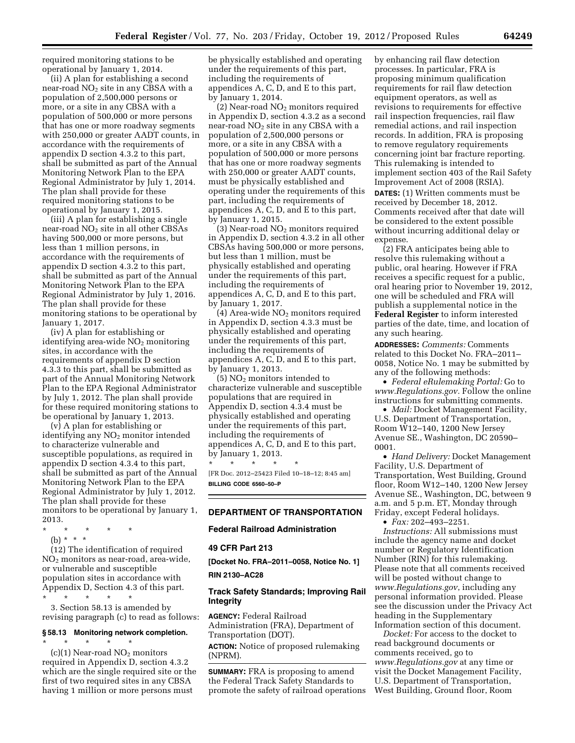required monitoring stations to be operational by January 1, 2014.

(ii) A plan for establishing a second near-road $NO_2$ site in any CBSA with a population of 2,500,000 persons or more, or a site in any CBSA with a population of 500,000 or more persons that has one or more roadway segments with 250,000 or greater AADT counts, in accordance with the requirements of appendix D section 4.3.2 to this part, shall be submitted as part of the Annual Monitoring Network Plan to the EPA Regional Administrator by July 1, 2014. The plan shall provide for these required monitoring stations to be operational by January 1, 2015.

(iii) A plan for establishing a single near-road $NO_2$ site in all other CBSAs having 500,000 or more persons, but less than 1 million persons, in accordance with the requirements of appendix D section 4.3.2 to this part, shall be submitted as part of the Annual Monitoring Network Plan to the EPA Regional Administrator by July 1, 2016. The plan shall provide for these monitoring stations to be operational by January 1, 2017.

(iv) A plan for establishing or identifying area-wide $NO_2$ monitoring sites, in accordance with the requirements of appendix D section 4.3.3 to this part, shall be submitted as part of the Annual Monitoring Network Plan to the EPA Regional Administrator by July 1, 2012. The plan shall provide for these required monitoring stations to be operational by January 1, 2013.

(v) A plan for establishing or identifying any $NO_2$ monitor intended to characterize vulnerable and susceptible populations, as required in appendix D section 4.3.4 to this part, shall be submitted as part of the Annual Monitoring Network Plan to the EPA Regional Administrator by July 1, 2012. The plan shall provide for these monitors to be operational by January 1, 2013.

\* \* \* \* \*

(b) \* \* \*

(12) The identification of required $NO_2$ monitors as near-road, area-wide, or vulnerable and susceptible population sites in accordance with Appendix D, Section 4.3 of this part.

\* \* \* \* \*

3. Section 58.13 is amended by revising paragraph (c) to read as follows:

**§ 58.13 Monitoring network completion.**

\* \* \* \* \*

(c)(1) Near-road $NO_2$ monitors required in Appendix D, section 4.3.2 which are the single required site or the first of two required sites in any CBSA having 1 million or more persons must be physically established and operating under the requirements of this part, including the requirements of appendices A, C, D, and E to this part, by January 1, 2014.

(2) Near-road $NO_2$ monitors required in Appendix D, section 4.3.2 as a second near-road $NO_2$ site in any CBSA with a population of 2,500,000 persons or more, or a site in any CBSA with a population of 500,000 or more persons that has one or more roadway segments with 250,000 or greater AADT counts, must be physically established and operating under the requirements of this part, including the requirements of appendices A, C, D, and E to this part, by January 1, 2015.

(3) Near-road $NO_2$ monitors required in Appendix D, section 4.3.2 in all other CBSAs having 500,000 or more persons, but less than 1 million, must be physically established and operating under the requirements of this part, including the requirements of appendices A, C, D, and E to this part, by January 1, 2017.

(4) Area-wide $NO_2$ monitors required in Appendix D, section 4.3.3 must be physically established and operating under the requirements of this part, including the requirements of appendices A, C, D, and E to this part, by January 1, 2013.

(5) $NO_2$ monitors intended to characterize vulnerable and susceptible populations that are required in Appendix D, section 4.3.4 must be physically established and operating under the requirements of this part, including the requirements of appendices A, C, D, and E to this part, by January 1, 2013.

\* \* \* \* \*

[FR Doc. 2012–25423 Filed 10–18–12; 8:45 am]

**BILLING CODE 6560–50–P**

## DEPARTMENT OF TRANSPORTATION

### Federal Railroad Administration

### 49 CFR Part 213

**[Docket No. FRA–2011–0058, Notice No. 1]**

**RIN 2130–AC28**

### Track Safety Standards; Improving Rail Integrity

**AGENCY:** Federal Railroad Administration (FRA), Department of Transportation (DOT).

**ACTION:** Notice of proposed rulemaking (NPRM).

**SUMMARY:** FRA is proposing to amend the Federal Track Safety Standards to promote the safety of railroad operations by enhancing rail flaw detection processes. In particular, FRA is proposing minimum qualification requirements for rail flaw detection equipment operators, as well as revisions to requirements for effective rail inspection frequencies, rail flaw remedial actions, and rail inspection records. In addition, FRA is proposing to remove regulatory requirements concerning joint bar fracture reporting. This rulemaking is intended to implement section 403 of the Rail Safety Improvement Act of 2008 (RSIA).

**DATES:** (1) Written comments must be received by December 18, 2012. Comments received after that date will be considered to the extent possible without incurring additional delay or expense.

(2) FRA anticipates being able to resolve this rulemaking without a public, oral hearing. However if FRA receives a specific request for a public, oral hearing prior to November 19, 2012, one will be scheduled and FRA will publish a supplemental notice in the **Federal Register** to inform interested parties of the date, time, and location of any such hearing.

**ADDRESSES:** *Comments:* Comments related to this Docket No. FRA–2011–0058, Notice No. 1 may be submitted by any of the following methods:

- *Federal eRulemaking Portal:* Go to *www.Regulations.gov.* Follow the online instructions for submitting comments.
- *Mail:* Docket Management Facility, U.S. Department of Transportation, Room W12–140, 1200 New Jersey Avenue SE., Washington, DC 20590–0001.
- *Hand Delivery:* Docket Management Facility, U.S. Department of Transportation, West Building, Ground floor, Room W12–140, 1200 New Jersey Avenue SE., Washington, DC, between 9 a.m. and 5 p.m. ET, Monday through Friday, except Federal holidays.
- *Fax:* 202–493–2251.

*Instructions:* All submissions must include the agency name and docket number or Regulatory Identification Number (RIN) for this rulemaking. Please note that all comments received will be posted without change to *www.Regulations.gov*, including any personal information provided. Please see the discussion under the Privacy Act heading in the Supplementary Information section of this document.

*Docket:* For access to the docket to read background documents or comments received, go to *www.Regulations.gov* at any time or visit the Docket Management Facility, U.S. Department of Transportation, West Building, Ground floor, Room